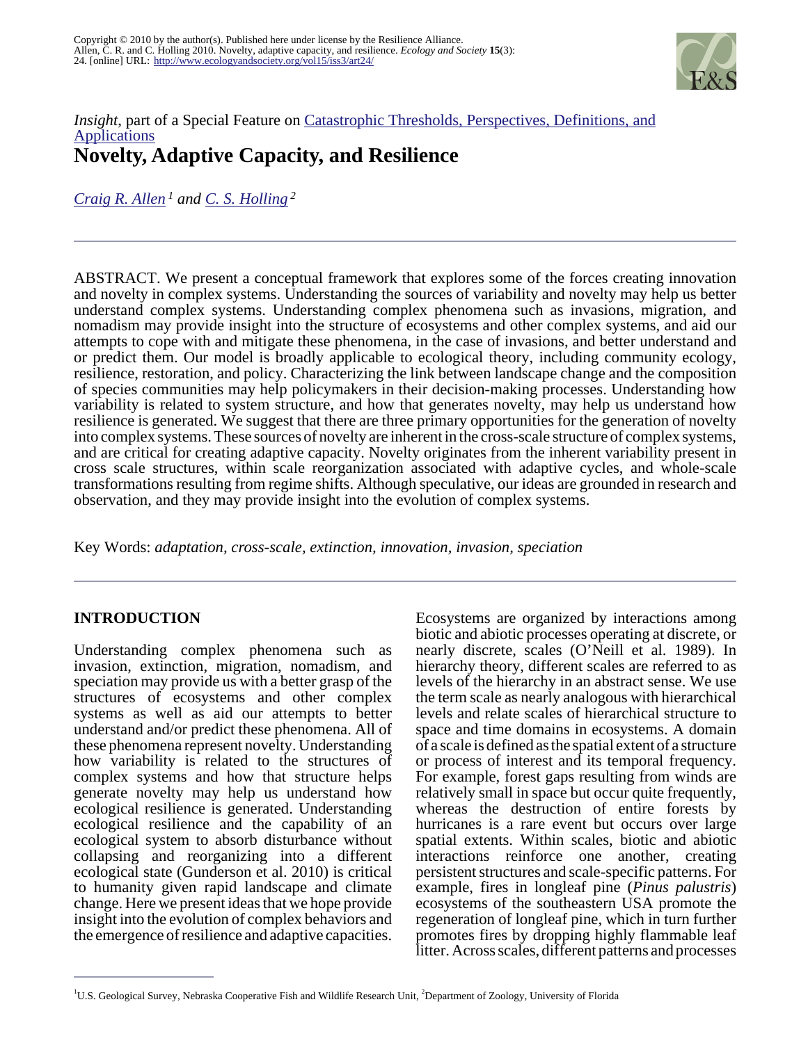Copyright © 2010 by the author(s). Published here under license by the Resilience Alliance.
Allen, C. R. and C. S. Holling 2010. Novelty, adaptive capacity, and resilience. *Ecology and Society* **15**(3): 24. [online] URL: http://www.ecologyandsociety.org/vol15/iss3/art24/

*Insight*, part of a Special Feature on Catastrophic Thresholds, Perspectives, Definitions, and Applications

# Novelty, Adaptive Capacity, and Resilience

*Craig R. Allen* [1] *and C. S. Holling* [2]

ABSTRACT. We present a conceptual framework that explores some of the forces creating innovation and novelty in complex systems. Understanding the sources of variability and novelty may help us better understand complex systems. Understanding complex phenomena such as invasions, migration, and nomadism may provide insight into the structure of ecosystems and other complex systems, and aid our attempts to cope with and mitigate these phenomena, in the case of invasions, and better understand and or predict them. Our model is broadly applicable to ecological theory, including community ecology, resilience, restoration, and policy. Characterizing the link between landscape change and the composition of species communities may help policymakers in their decision-making processes. Understanding how variability is related to system structure, and how that generates novelty, may help us understand how resilience is generated. We suggest that there are three primary opportunities for the generation of novelty into complex systems. These sources of novelty are inherent in the cross-scale structure of complex systems, and are critical for creating adaptive capacity. Novelty originates from the inherent variability present in cross scale structures, within scale reorganization associated with adaptive cycles, and whole-scale transformations resulting from regime shifts. Although speculative, our ideas are grounded in research and observation, and they may provide insight into the evolution of complex systems.

Key Words: *adaptation, cross-scale, extinction, innovation, invasion, speciation*

## INTRODUCTION

Understanding complex phenomena such as invasion, extinction, migration, nomadism, and speciation may provide us with a better grasp of the structures of ecosystems and other complex systems as well as aid our attempts to better understand and/or predict these phenomena. All of these phenomena represent novelty. Understanding how variability is related to the structures of complex systems and how that structure helps generate novelty may help us understand how ecological resilience is generated. Understanding ecological resilience and the capability of an ecological system to absorb disturbance without collapsing and reorganizing into a different ecological state (Gunderson et al. 2010) is critical to humanity given rapid landscape and climate change. Here we present ideas that we hope provide insight into the evolution of complex behaviors and the emergence of resilience and adaptive capacities.

Ecosystems are organized by interactions among biotic and abiotic processes operating at discrete, or nearly discrete, scales (O'Neill et al. 1989). In hierarchy theory, different scales are referred to as levels of the hierarchy in an abstract sense. We use the term scale as nearly analogous with hierarchical levels and relate scales of hierarchical structure to space and time domains in ecosystems. A domain of a scale is defined as the spatial extent of a structure or process of interest and its temporal frequency. For example, forest gaps resulting from winds are relatively small in space but occur quite frequently, whereas the destruction of entire forests by hurricanes is a rare event but occurs over large spatial extents. Within scales, biotic and abiotic interactions reinforce one another, creating persistent structures and scale-specific patterns. For example, fires in longleaf pine (*Pinus palustris*) ecosystems of the southeastern USA promote the regeneration of longleaf pine, which in turn further promotes fires by dropping highly flammable leaf litter. Across scales, different patterns and processes

[1]U.S. Geological Survey, Nebraska Cooperative Fish and Wildlife Research Unit, [2]Department of Zoology, University of Florida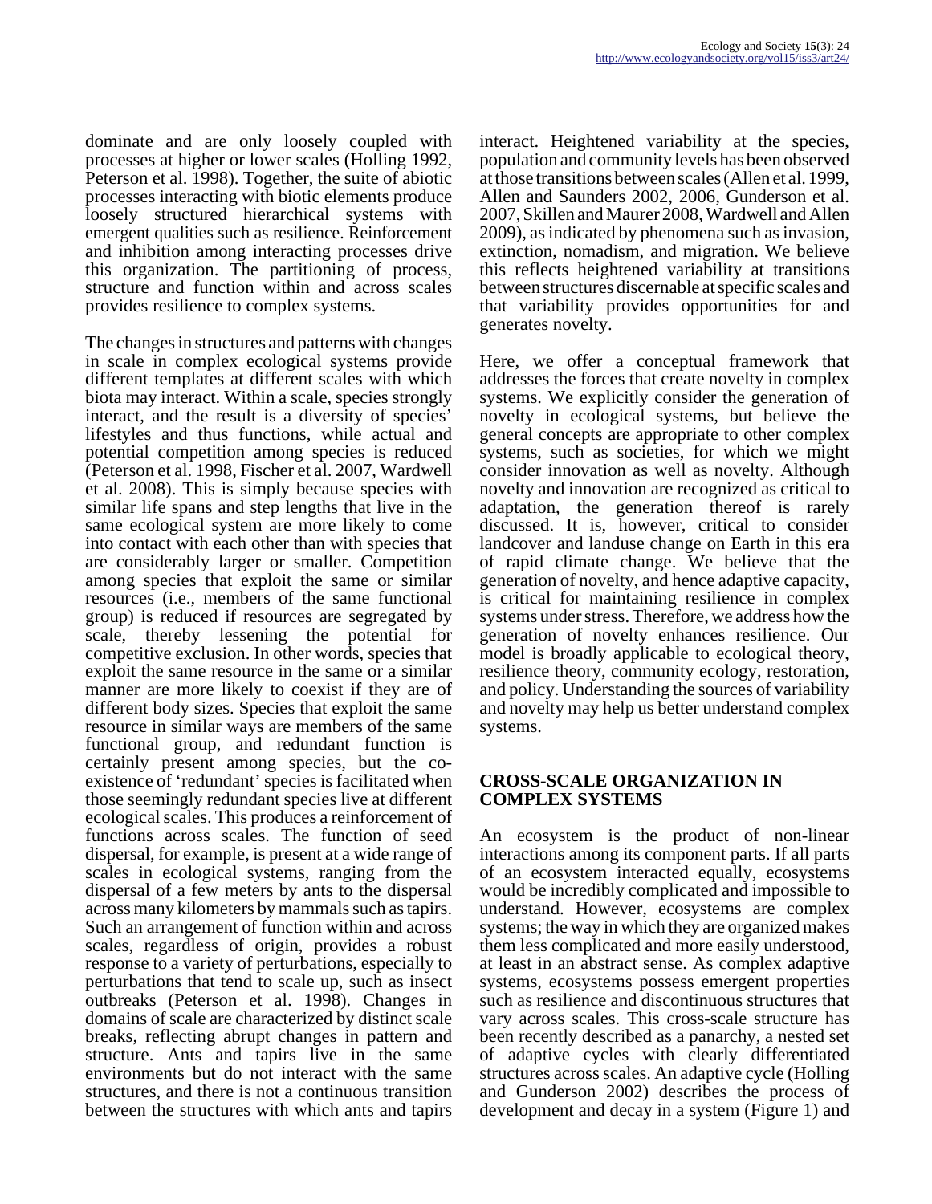dominate and are only loosely coupled with processes at higher or lower scales (Holling 1992, Peterson et al. 1998). Together, the suite of abiotic processes interacting with biotic elements produce loosely structured hierarchical systems with emergent qualities such as resilience. Reinforcement and inhibition among interacting processes drive this organization. The partitioning of process, structure and function within and across scales provides resilience to complex systems.

The changes in structures and patterns with changes in scale in complex ecological systems provide different templates at different scales with which biota may interact. Within a scale, species strongly interact, and the result is a diversity of species' lifestyles and thus functions, while actual and potential competition among species is reduced (Peterson et al. 1998, Fischer et al. 2007, Wardwell et al. 2008). This is simply because species with similar life spans and step lengths that live in the same ecological system are more likely to come into contact with each other than with species that are considerably larger or smaller. Competition among species that exploit the same or similar resources (i.e., members of the same functional group) is reduced if resources are segregated by scale, thereby lessening the potential for competitive exclusion. In other words, species that exploit the same resource in the same or a similar manner are more likely to coexist if they are of different body sizes. Species that exploit the same resource in similar ways are members of the same functional group, and redundant function is certainly present among species, but the co-existence of 'redundant' species is facilitated when those seemingly redundant species live at different ecological scales. This produces a reinforcement of functions across scales. The function of seed dispersal, for example, is present at a wide range of scales in ecological systems, ranging from the dispersal of a few meters by ants to the dispersal across many kilometers by mammals such as tapirs. Such an arrangement of function within and across scales, regardless of origin, provides a robust response to a variety of perturbations, especially to perturbations that tend to scale up, such as insect outbreaks (Peterson et al. 1998). Changes in domains of scale are characterized by distinct scale breaks, reflecting abrupt changes in pattern and structure. Ants and tapirs live in the same environments but do not interact with the same structures, and there is not a continuous transition between the structures with which ants and tapirs interact. Heightened variability at the species, population and community levels has been observed at those transitions between scales (Allen et al. 1999, Allen and Saunders 2002, 2006, Gunderson et al. 2007, Skillen and Maurer 2008, Wardwell and Allen 2009), as indicated by phenomena such as invasion, extinction, nomadism, and migration. We believe this reflects heightened variability at transitions between structures discernable at specific scales and that variability provides opportunities for and generates novelty.

Here, we offer a conceptual framework that addresses the forces that create novelty in complex systems. We explicitly consider the generation of novelty in ecological systems, but believe the general concepts are appropriate to other complex systems, such as societies, for which we might consider innovation as well as novelty. Although novelty and innovation are recognized as critical to adaptation, the generation thereof is rarely discussed. It is, however, critical to consider landcover and landuse change on Earth in this era of rapid climate change. We believe that the generation of novelty, and hence adaptive capacity, is critical for maintaining resilience in complex systems under stress. Therefore, we address how the generation of novelty enhances resilience. Our model is broadly applicable to ecological theory, resilience theory, community ecology, restoration, and policy. Understanding the sources of variability and novelty may help us better understand complex systems.

## CROSS-SCALE ORGANIZATION IN COMPLEX SYSTEMS

An ecosystem is the product of non-linear interactions among its component parts. If all parts of an ecosystem interacted equally, ecosystems would be incredibly complicated and impossible to understand. However, ecosystems are complex systems; the way in which they are organized makes them less complicated and more easily understood, at least in an abstract sense. As complex adaptive systems, ecosystems possess emergent properties such as resilience and discontinuous structures that vary across scales. This cross-scale structure has been recently described as a panarchy, a nested set of adaptive cycles with clearly differentiated structures across scales. An adaptive cycle (Holling and Gunderson 2002) describes the process of development and decay in a system (Figure 1) and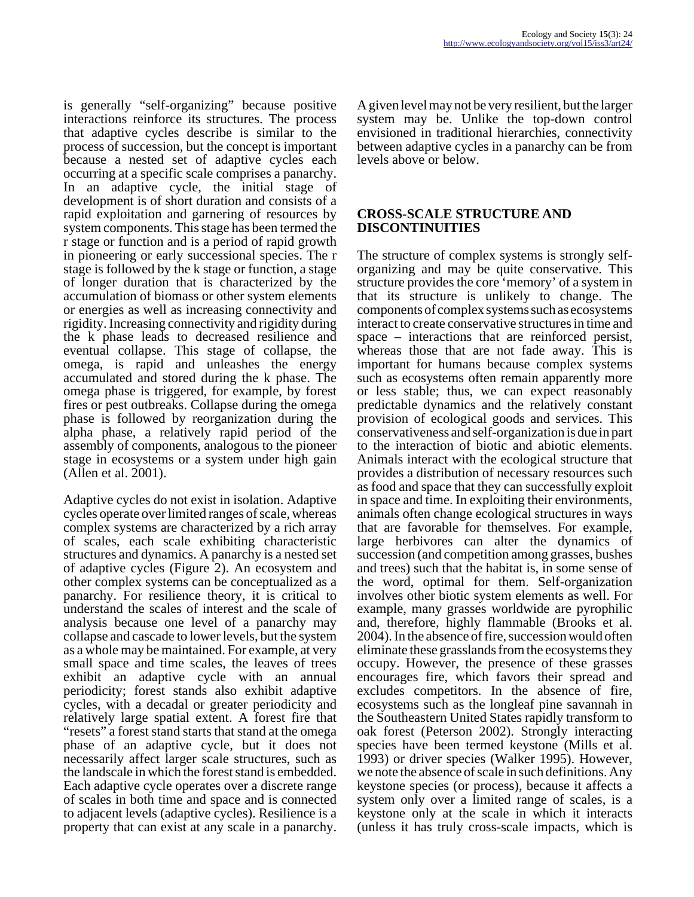is generally "self-organizing" because positive interactions reinforce its structures. The process that adaptive cycles describe is similar to the process of succession, but the concept is important because a nested set of adaptive cycles each occurring at a specific scale comprises a panarchy. In an adaptive cycle, the initial stage of development is of short duration and consists of a rapid exploitation and garnering of resources by system components. This stage has been termed the r stage or function and is a period of rapid growth in pioneering or early successional species. The r stage is followed by the k stage or function, a stage of longer duration that is characterized by the accumulation of biomass or other system elements or energies as well as increasing connectivity and rigidity. Increasing connectivity and rigidity during the k phase leads to decreased resilience and eventual collapse. This stage of collapse, the omega, is rapid and unleashes the energy accumulated and stored during the k phase. The omega phase is triggered, for example, by forest fires or pest outbreaks. Collapse during the omega phase is followed by reorganization during the alpha phase, a relatively rapid period of the assembly of components, analogous to the pioneer stage in ecosystems or a system under high gain (Allen et al. 2001).

Adaptive cycles do not exist in isolation. Adaptive cycles operate over limited ranges of scale, whereas complex systems are characterized by a rich array of scales, each scale exhibiting characteristic structures and dynamics. A panarchy is a nested set of adaptive cycles (Figure 2). An ecosystem and other complex systems can be conceptualized as a panarchy. For resilience theory, it is critical to understand the scales of interest and the scale of analysis because one level of a panarchy may collapse and cascade to lower levels, but the system as a whole may be maintained. For example, at very small space and time scales, the leaves of trees exhibit an adaptive cycle with an annual periodicity; forest stands also exhibit adaptive cycles, with a decadal or greater periodicity and relatively large spatial extent. A forest fire that "resets" a forest stand starts that stand at the omega phase of an adaptive cycle, but it does not necessarily affect larger scale structures, such as the landscale in which the forest stand is embedded. Each adaptive cycle operates over a discrete range of scales in both time and space and is connected to adjacent levels (adaptive cycles). Resilience is a property that can exist at any scale in a panarchy. A given level may not be very resilient, but the larger system may be. Unlike the top-down control envisioned in traditional hierarchies, connectivity between adaptive cycles in a panarchy can be from levels above or below.

## CROSS-SCALE STRUCTURE AND DISCONTINUITIES

The structure of complex systems is strongly self-organizing and may be quite conservative. This structure provides the core 'memory' of a system in that its structure is unlikely to change. The components of complex systems such as ecosystems interact to create conservative structures in time and space – interactions that are reinforced persist, whereas those that are not fade away. This is important for humans because complex systems such as ecosystems often remain apparently more or less stable; thus, we can expect reasonably predictable dynamics and the relatively constant provision of ecological goods and services. This conservativeness and self-organization is due in part to the interaction of biotic and abiotic elements. Animals interact with the ecological structure that provides a distribution of necessary resources such as food and space that they can successfully exploit in space and time. In exploiting their environments, animals often change ecological structures in ways that are favorable for themselves. For example, large herbivores can alter the dynamics of succession (and competition among grasses, bushes and trees) such that the habitat is, in some sense of the word, optimal for them. Self-organization involves other biotic system elements as well. For example, many grasses worldwide are pyrophilic and, therefore, highly flammable (Brooks et al. 2004). In the absence of fire, succession would often eliminate these grasslands from the ecosystems they occupy. However, the presence of these grasses encourages fire, which favors their spread and excludes competitors. In the absence of fire, ecosystems such as the longleaf pine savannah in the Southeastern United States rapidly transform to oak forest (Peterson 2002). Strongly interacting species have been termed keystone (Mills et al. 1993) or driver species (Walker 1995). However, we note the absence of scale in such definitions. Any keystone species (or process), because it affects a system only over a limited range of scales, is a keystone only at the scale in which it interacts (unless it has truly cross-scale impacts, which is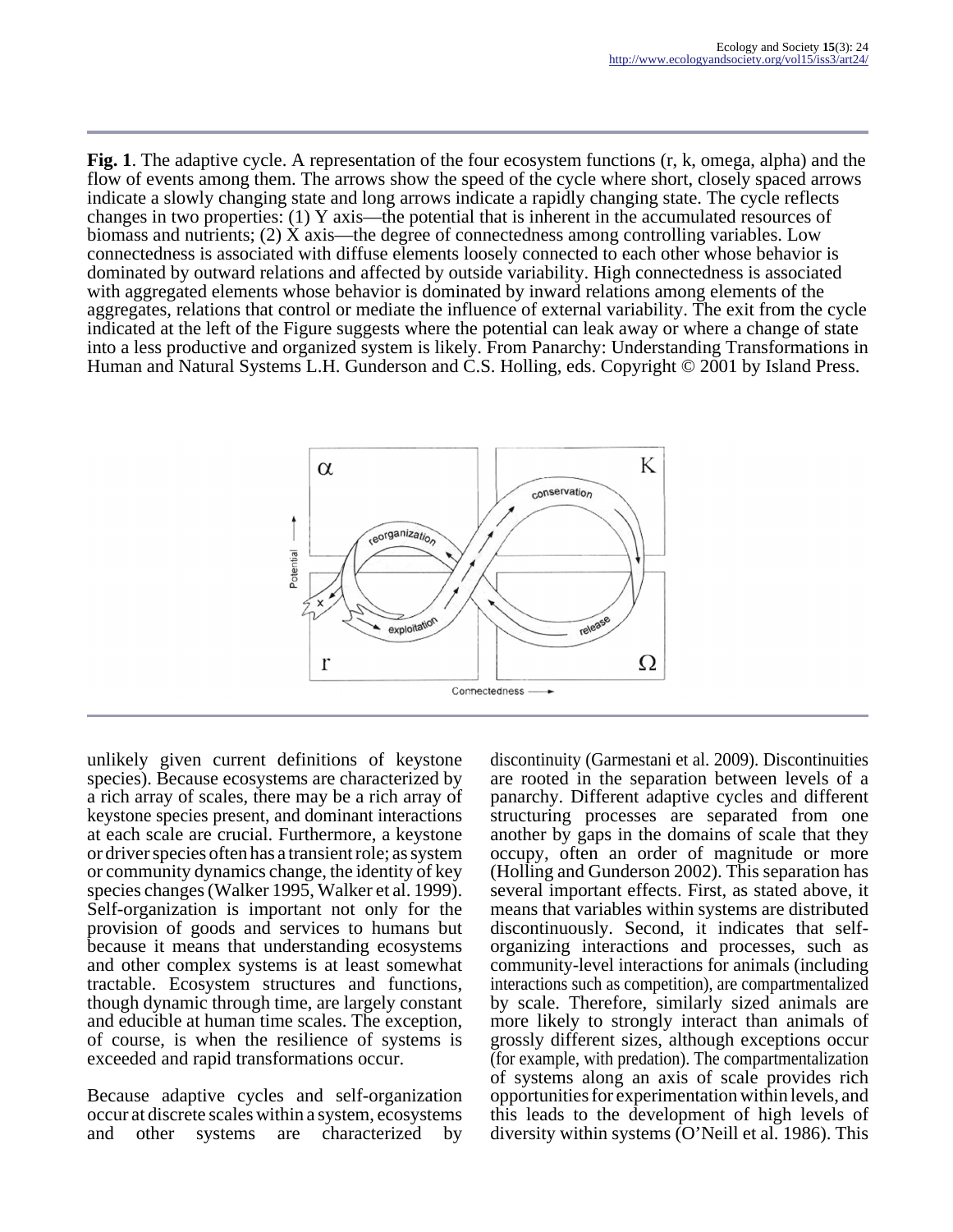**Fig. 1**. The adaptive cycle. A representation of the four ecosystem functions (r, k, omega, alpha) and the flow of events among them. The arrows show the speed of the cycle where short, closely spaced arrows indicate a slowly changing state and long arrows indicate a rapidly changing state. The cycle reflects changes in two properties: (1) Y axis—the potential that is inherent in the accumulated resources of biomass and nutrients; (2) X axis—the degree of connectedness among controlling variables. Low connectedness is associated with diffuse elements loosely connected to each other whose behavior is dominated by outward relations and affected by outside variability. High connectedness is associated with aggregated elements whose behavior is dominated by inward relations among elements of the aggregates, relations that control or mediate the influence of external variability. The exit from the cycle indicated at the left of the Figure suggests where the potential can leak away or where a change of state into a less productive and organized system is likely. From Panarchy: Understanding Transformations in Human and Natural Systems L.H. Gunderson and C.S. Holling, eds. Copyright © 2001 by Island Press.

unlikely given current definitions of keystone species). Because ecosystems are characterized by a rich array of scales, there may be a rich array of keystone species present, and dominant interactions at each scale are crucial. Furthermore, a keystone or driver species often has a transient role; as system or community dynamics change, the identity of key species changes (Walker 1995, Walker et al. 1999). Self-organization is important not only for the provision of goods and services to humans but because it means that understanding ecosystems and other complex systems is at least somewhat tractable. Ecosystem structures and functions, though dynamic through time, are largely constant and educible at human time scales. The exception, of course, is when the resilience of systems is exceeded and rapid transformations occur.

Because adaptive cycles and self-organization occur at discrete scales within a system, ecosystems and other systems are characterized by discontinuity (Garmestani et al. 2009). Discontinuities are rooted in the separation between levels of a panarchy. Different adaptive cycles and different structuring processes are separated from one another by gaps in the domains of scale that they occupy, often an order of magnitude or more (Holling and Gunderson 2002). This separation has several important effects. First, as stated above, it means that variables within systems are distributed discontinuously. Second, it indicates that self-organizing interactions and processes, such as community-level interactions for animals (including interactions such as competition), are compartmentalized by scale. Therefore, similarly sized animals are more likely to strongly interact than animals of grossly different sizes, although exceptions occur (for example, with predation). The compartmentalization of systems along an axis of scale provides rich opportunities for experimentation within levels, and this leads to the development of high levels of diversity within systems (O'Neill et al. 1986). This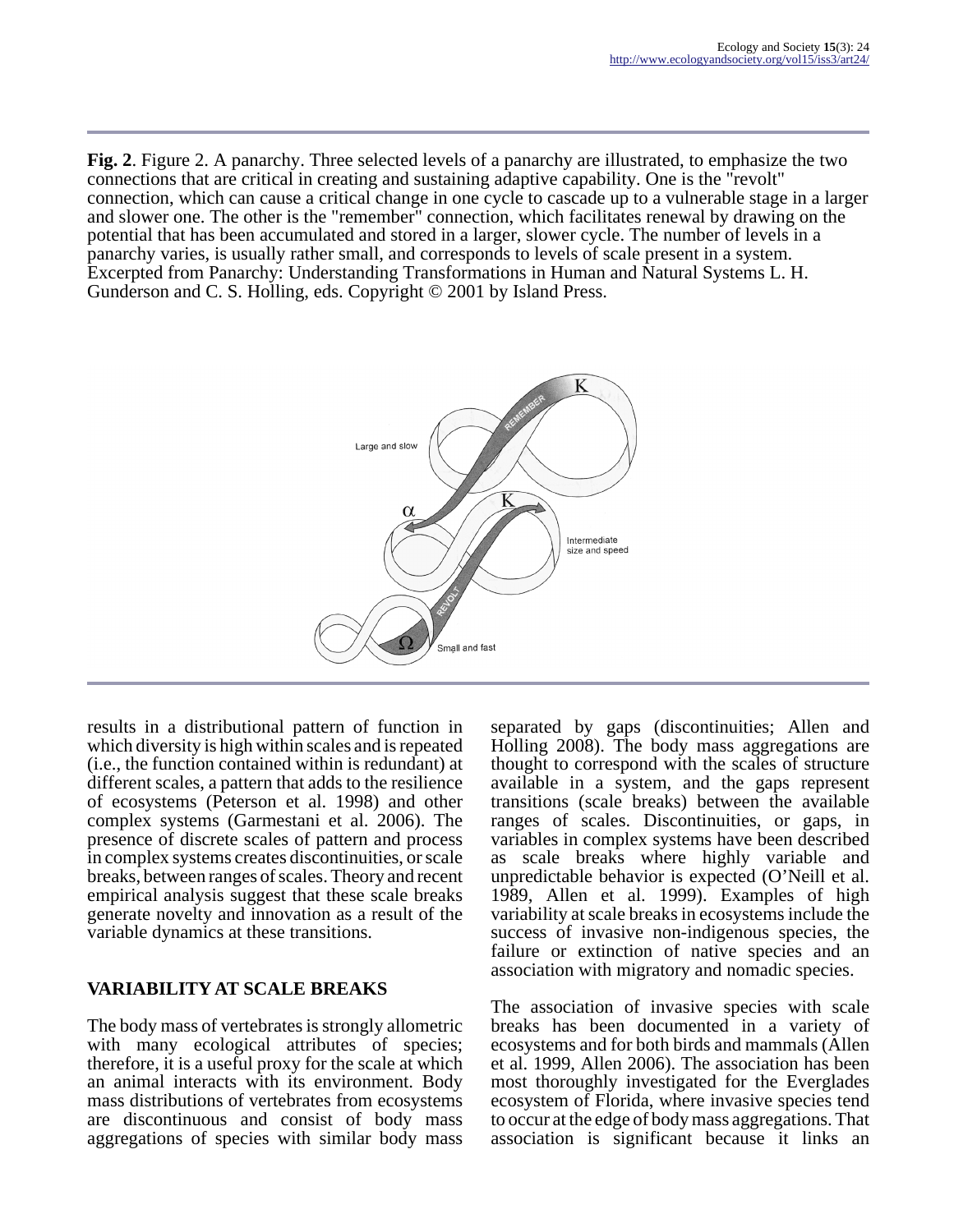**Fig. 2**. Figure 2. A panarchy. Three selected levels of a panarchy are illustrated, to emphasize the two connections that are critical in creating and sustaining adaptive capability. One is the "revolt" connection, which can cause a critical change in one cycle to cascade up to a vulnerable stage in a larger and slower one. The other is the "remember" connection, which facilitates renewal by drawing on the potential that has been accumulated and stored in a larger, slower cycle. The number of levels in a panarchy varies, is usually rather small, and corresponds to levels of scale present in a system. Excerpted from Panarchy: Understanding Transformations in Human and Natural Systems L. H. Gunderson and C. S. Holling, eds. Copyright © 2001 by Island Press.

results in a distributional pattern of function in which diversity is high within scales and is repeated (i.e., the function contained within is redundant) at different scales, a pattern that adds to the resilience of ecosystems (Peterson et al. 1998) and other complex systems (Garmestani et al. 2006). The presence of discrete scales of pattern and process in complex systems creates discontinuities, or scale breaks, between ranges of scales. Theory and recent empirical analysis suggest that these scale breaks generate novelty and innovation as a result of the variable dynamics at these transitions.

## VARIABILITY AT SCALE BREAKS

The body mass of vertebrates is strongly allometric with many ecological attributes of species; therefore, it is a useful proxy for the scale at which an animal interacts with its environment. Body mass distributions of vertebrates from ecosystems are discontinuous and consist of body mass aggregations of species with similar body mass separated by gaps (discontinuities; Allen and Holling 2008). The body mass aggregations are thought to correspond with the scales of structure available in a system, and the gaps represent transitions (scale breaks) between the available ranges of scales. Discontinuities, or gaps, in variables in complex systems have been described as scale breaks where highly variable and unpredictable behavior is expected (O'Neill et al. 1989, Allen et al. 1999). Examples of high variability at scale breaks in ecosystems include the success of invasive non-indigenous species, the failure or extinction of native species and an association with migratory and nomadic species.

The association of invasive species with scale breaks has been documented in a variety of ecosystems and for both birds and mammals (Allen et al. 1999, Allen 2006). The association has been most thoroughly investigated for the Everglades ecosystem of Florida, where invasive species tend to occur at the edge of body mass aggregations. That association is significant because it links an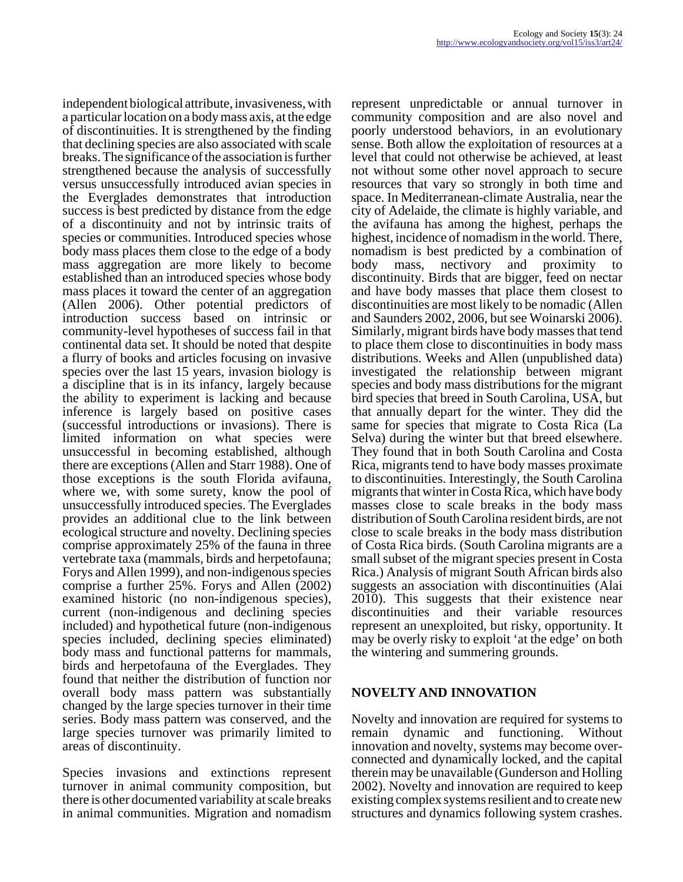independent biological attribute, invasiveness, with a particular location on a body mass axis, at the edge of discontinuities. It is strengthened by the finding that declining species are also associated with scale breaks. The significance of the association is further strengthened because the analysis of successfully versus unsuccessfully introduced avian species in the Everglades demonstrates that introduction success is best predicted by distance from the edge of a discontinuity and not by intrinsic traits of species or communities. Introduced species whose body mass places them close to the edge of a body mass aggregation are more likely to become established than an introduced species whose body mass places it toward the center of an aggregation (Allen 2006). Other potential predictors of introduction success based on intrinsic or community-level hypotheses of success fail in that continental data set. It should be noted that despite a flurry of books and articles focusing on invasive species over the last 15 years, invasion biology is a discipline that is in its infancy, largely because the ability to experiment is lacking and because inference is largely based on positive cases (successful introductions or invasions). There is limited information on what species were unsuccessful in becoming established, although there are exceptions (Allen and Starr 1988). One of those exceptions is the south Florida avifauna, where we, with some surety, know the pool of unsuccessfully introduced species. The Everglades provides an additional clue to the link between ecological structure and novelty. Declining species comprise approximately 25% of the fauna in three vertebrate taxa (mammals, birds and herpetofauna; Forys and Allen 1999), and non-indigenous species comprise a further 25%. Forys and Allen (2002) examined historic (no non-indigenous species), current (non-indigenous and declining species included) and hypothetical future (non-indigenous species included, declining species eliminated) body mass and functional patterns for mammals, birds and herpetofauna of the Everglades. They found that neither the distribution of function nor overall body mass pattern was substantially changed by the large species turnover in their time series. Body mass pattern was conserved, and the large species turnover was primarily limited to areas of discontinuity.

Species invasions and extinctions represent turnover in animal community composition, but there is other documented variability at scale breaks in animal communities. Migration and nomadism represent unpredictable or annual turnover in community composition and are also novel and poorly understood behaviors, in an evolutionary sense. Both allow the exploitation of resources at a level that could not otherwise be achieved, at least not without some other novel approach to secure resources that vary so strongly in both time and space. In Mediterranean-climate Australia, near the city of Adelaide, the climate is highly variable, and the avifauna has among the highest, perhaps the highest, incidence of nomadism in the world. There, nomadism is best predicted by a combination of body mass, nectivory and proximity to discontinuity. Birds that are bigger, feed on nectar and have body masses that place them closest to discontinuities are most likely to be nomadic (Allen and Saunders 2002, 2006, but see Woinarski 2006). Similarly, migrant birds have body masses that tend to place them close to discontinuities in body mass distributions. Weeks and Allen (unpublished data) investigated the relationship between migrant species and body mass distributions for the migrant bird species that breed in South Carolina, USA, but that annually depart for the winter. They did the same for species that migrate to Costa Rica (La Selva) during the winter but that breed elsewhere. They found that in both South Carolina and Costa Rica, migrants tend to have body masses proximate to discontinuities. Interestingly, the South Carolina migrants that winter in Costa Rica, which have body masses close to scale breaks in the body mass distribution of South Carolina resident birds, are not close to scale breaks in the body mass distribution of Costa Rica birds. (South Carolina migrants are a small subset of the migrant species present in Costa Rica.) Analysis of migrant South African birds also suggests an association with discontinuities (Alai 2010). This suggests that their existence near discontinuities and their variable resources represent an unexploited, but risky, opportunity. It may be overly risky to exploit 'at the edge' on both the wintering and summering grounds.

## NOVELTY AND INNOVATION

Novelty and innovation are required for systems to remain dynamic and functioning. Without innovation and novelty, systems may become over-connected and dynamically locked, and the capital therein may be unavailable (Gunderson and Holling 2002). Novelty and innovation are required to keep existing complex systems resilient and to create new structures and dynamics following system crashes.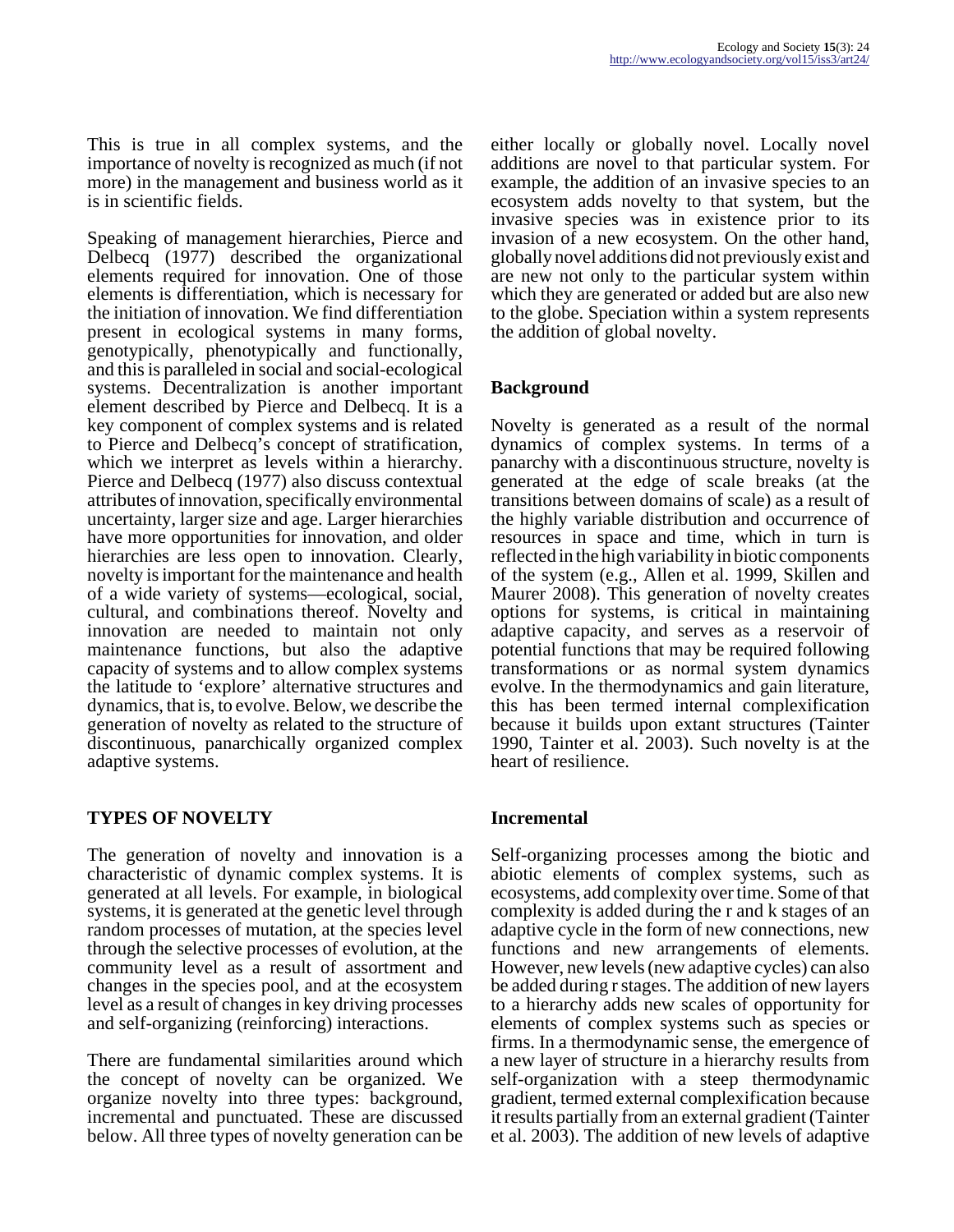This is true in all complex systems, and the importance of novelty is recognized as much (if not more) in the management and business world as it is in scientific fields.

Speaking of management hierarchies, Pierce and Delbecq (1977) described the organizational elements required for innovation. One of those elements is differentiation, which is necessary for the initiation of innovation. We find differentiation present in ecological systems in many forms, genotypically, phenotypically and functionally, and this is paralleled in social and social-ecological systems. Decentralization is another important element described by Pierce and Delbecq. It is a key component of complex systems and is related to Pierce and Delbecq's concept of stratification, which we interpret as levels within a hierarchy. Pierce and Delbecq (1977) also discuss contextual attributes of innovation, specifically environmental uncertainty, larger size and age. Larger hierarchies have more opportunities for innovation, and older hierarchies are less open to innovation. Clearly, novelty is important for the maintenance and health of a wide variety of systems—ecological, social, cultural, and combinations thereof. Novelty and innovation are needed to maintain not only maintenance functions, but also the adaptive capacity of systems and to allow complex systems the latitude to 'explore' alternative structures and dynamics, that is, to evolve. Below, we describe the generation of novelty as related to the structure of discontinuous, panarchically organized complex adaptive systems.

## TYPES OF NOVELTY

The generation of novelty and innovation is a characteristic of dynamic complex systems. It is generated at all levels. For example, in biological systems, it is generated at the genetic level through random processes of mutation, at the species level through the selective processes of evolution, at the community level as a result of assortment and changes in the species pool, and at the ecosystem level as a result of changes in key driving processes and self-organizing (reinforcing) interactions.

There are fundamental similarities around which the concept of novelty can be organized. We organize novelty into three types: background, incremental and punctuated. These are discussed below. All three types of novelty generation can be either locally or globally novel. Locally novel additions are novel to that particular system. For example, the addition of an invasive species to an ecosystem adds novelty to that system, but the invasive species was in existence prior to its invasion of a new ecosystem. On the other hand, globally novel additions did not previously exist and are new not only to the particular system within which they are generated or added but are also new to the globe. Speciation within a system represents the addition of global novelty.

### Background

Novelty is generated as a result of the normal dynamics of complex systems. In terms of a panarchy with a discontinuous structure, novelty is generated at the edge of scale breaks (at the transitions between domains of scale) as a result of the highly variable distribution and occurrence of resources in space and time, which in turn is reflected in the high variability in biotic components of the system (e.g., Allen et al. 1999, Skillen and Maurer 2008). This generation of novelty creates options for systems, is critical in maintaining adaptive capacity, and serves as a reservoir of potential functions that may be required following transformations or as normal system dynamics evolve. In the thermodynamics and gain literature, this has been termed internal complexification because it builds upon extant structures (Tainter 1990, Tainter et al. 2003). Such novelty is at the heart of resilience.

### Incremental

Self-organizing processes among the biotic and abiotic elements of complex systems, such as ecosystems, add complexity over time. Some of that complexity is added during the r and k stages of an adaptive cycle in the form of new connections, new functions and new arrangements of elements. However, new levels (new adaptive cycles) can also be added during r stages. The addition of new layers to a hierarchy adds new scales of opportunity for elements of complex systems such as species or firms. In a thermodynamic sense, the emergence of a new layer of structure in a hierarchy results from self-organization with a steep thermodynamic gradient, termed external complexification because it results partially from an external gradient (Tainter et al. 2003). The addition of new levels of adaptive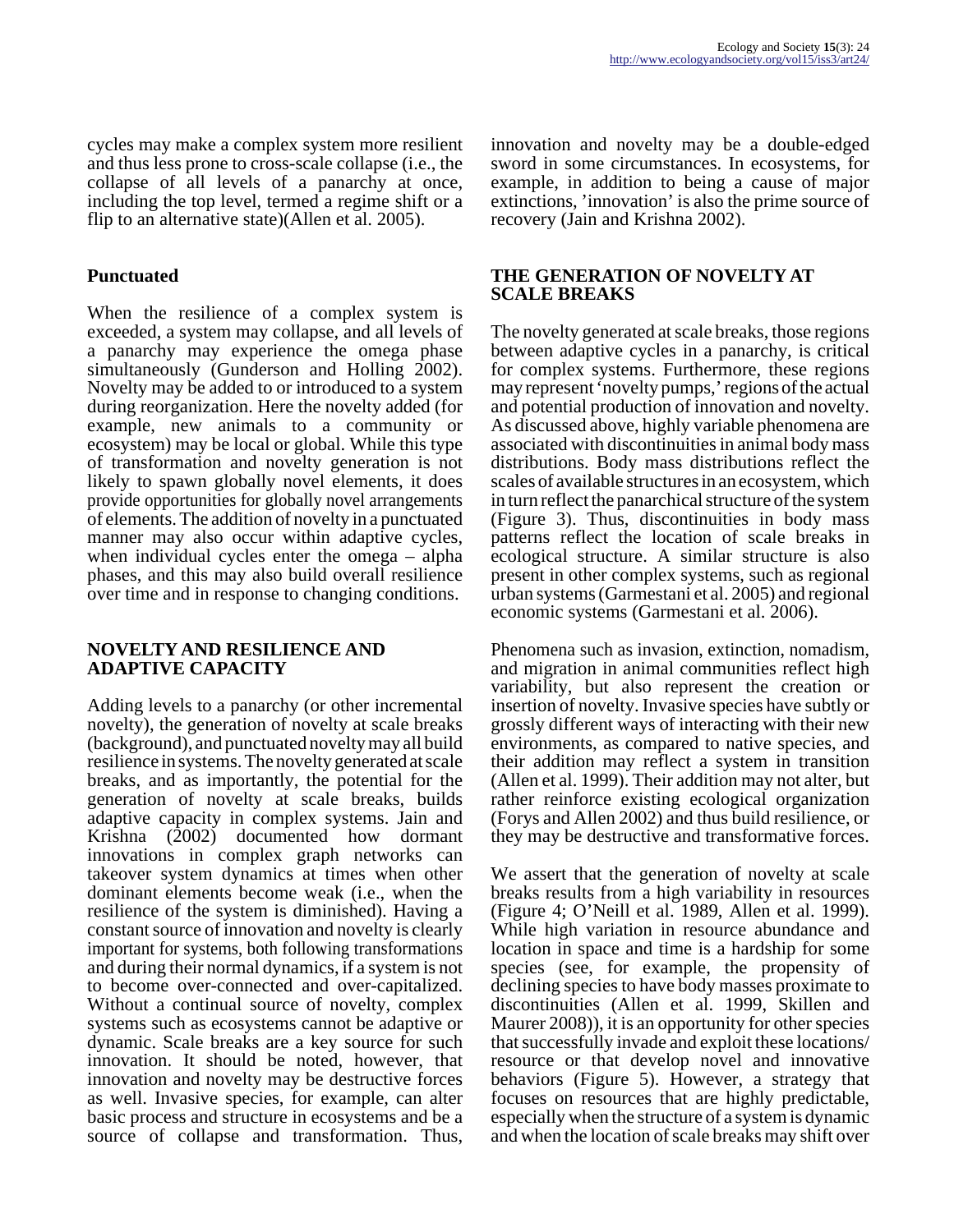cycles may make a complex system more resilient and thus less prone to cross-scale collapse (i.e., the collapse of all levels of a panarchy at once, including the top level, termed a regime shift or a flip to an alternative state)(Allen et al. 2005).

### Punctuated

When the resilience of a complex system is exceeded, a system may collapse, and all levels of a panarchy may experience the omega phase simultaneously (Gunderson and Holling 2002). Novelty may be added to or introduced to a system during reorganization. Here the novelty added (for example, new animals to a community or ecosystem) may be local or global. While this type of transformation and novelty generation is not likely to spawn globally novel elements, it does provide opportunities for globally novel arrangements of elements. The addition of novelty in a punctuated manner may also occur within adaptive cycles, when individual cycles enter the omega – alpha phases, and this may also build overall resilience over time and in response to changing conditions.

## NOVELTY AND RESILIENCE AND ADAPTIVE CAPACITY

Adding levels to a panarchy (or other incremental novelty), the generation of novelty at scale breaks (background), and punctuated novelty may all build resilience in systems. The novelty generated at scale breaks, and as importantly, the potential for the generation of novelty at scale breaks, builds adaptive capacity in complex systems. Jain and Krishna (2002) documented how dormant innovations in complex graph networks can takeover system dynamics at times when other dominant elements become weak (i.e., when the resilience of the system is diminished). Having a constant source of innovation and novelty is clearly important for systems, both following transformations and during their normal dynamics, if a system is not to become over-connected and over-capitalized. Without a continual source of novelty, complex systems such as ecosystems cannot be adaptive or dynamic. Scale breaks are a key source for such innovation. It should be noted, however, that innovation and novelty may be destructive forces as well. Invasive species, for example, can alter basic process and structure in ecosystems and be a source of collapse and transformation. Thus, innovation and novelty may be a double-edged sword in some circumstances. In ecosystems, for example, in addition to being a cause of major extinctions, 'innovation' is also the prime source of recovery (Jain and Krishna 2002).

## THE GENERATION OF NOVELTY AT SCALE BREAKS

The novelty generated at scale breaks, those regions between adaptive cycles in a panarchy, is critical for complex systems. Furthermore, these regions may represent 'novelty pumps,' regions of the actual and potential production of innovation and novelty. As discussed above, highly variable phenomena are associated with discontinuities in animal body mass distributions. Body mass distributions reflect the scales of available structures in an ecosystem, which in turn reflect the panarchical structure of the system (Figure 3). Thus, discontinuities in body mass patterns reflect the location of scale breaks in ecological structure. A similar structure is also present in other complex systems, such as regional urban systems (Garmestani et al. 2005) and regional economic systems (Garmestani et al. 2006).

Phenomena such as invasion, extinction, nomadism, and migration in animal communities reflect high variability, but also represent the creation or insertion of novelty. Invasive species have subtly or grossly different ways of interacting with their new environments, as compared to native species, and their addition may reflect a system in transition (Allen et al. 1999). Their addition may not alter, but rather reinforce existing ecological organization (Forys and Allen 2002) and thus build resilience, or they may be destructive and transformative forces.

We assert that the generation of novelty at scale breaks results from a high variability in resources (Figure 4; O'Neill et al. 1989, Allen et al. 1999). While high variation in resource abundance and location in space and time is a hardship for some species (see, for example, the propensity of declining species to have body masses proximate to discontinuities (Allen et al. 1999, Skillen and Maurer 2008)), it is an opportunity for other species that successfully invade and exploit these locations/ resource or that develop novel and innovative behaviors (Figure 5). However, a strategy that focuses on resources that are highly predictable, especially when the structure of a system is dynamic and when the location of scale breaks may shift over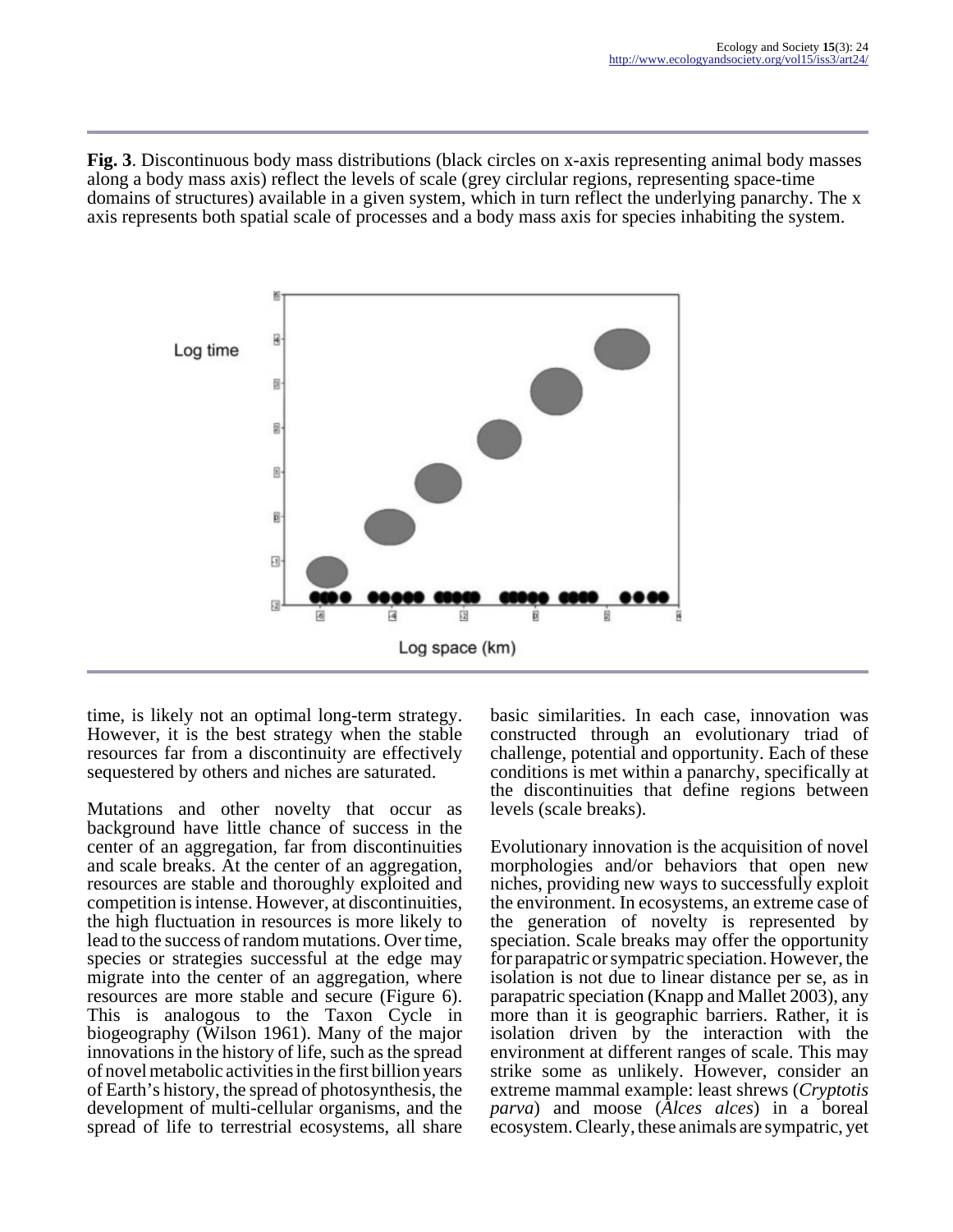**Fig. 3**. Discontinuous body mass distributions (black circles on x-axis representing animal body masses along a body mass axis) reflect the levels of scale (grey circlular regions, representing space-time domains of structures) available in a given system, which in turn reflect the underlying panarchy. The x axis represents both spatial scale of processes and a body mass axis for species inhabiting the system.

Log time

Log space (km)

time, is likely not an optimal long-term strategy. However, it is the best strategy when the stable resources far from a discontinuity are effectively sequestered by others and niches are saturated.

Mutations and other novelty that occur as background have little chance of success in the center of an aggregation, far from discontinuities and scale breaks. At the center of an aggregation, resources are stable and thoroughly exploited and competition is intense. However, at discontinuities, the high fluctuation in resources is more likely to lead to the success of random mutations. Over time, species or strategies successful at the edge may migrate into the center of an aggregation, where resources are more stable and secure (Figure 6). This is analogous to the Taxon Cycle in biogeography (Wilson 1961). Many of the major innovations in the history of life, such as the spread of novel metabolic activities in the first billion years of Earth's history, the spread of photosynthesis, the development of multi-cellular organisms, and the spread of life to terrestrial ecosystems, all share basic similarities. In each case, innovation was constructed through an evolutionary triad of challenge, potential and opportunity. Each of these conditions is met within a panarchy, specifically at the discontinuities that define regions between levels (scale breaks).

Evolutionary innovation is the acquisition of novel morphologies and/or behaviors that open new niches, providing new ways to successfully exploit the environment. In ecosystems, an extreme case of the generation of novelty is represented by speciation. Scale breaks may offer the opportunity for parapatric or sympatric speciation. However, the isolation is not due to linear distance per se, as in parapatric speciation (Knapp and Mallet 2003), any more than it is geographic barriers. Rather, it is isolation driven by the interaction with the environment at different ranges of scale. This may strike some as unlikely. However, consider an extreme mammal example: least shrews (*Cryptotis parva*) and moose (*Alces alces*) in a boreal ecosystem. Clearly, these animals are sympatric, yet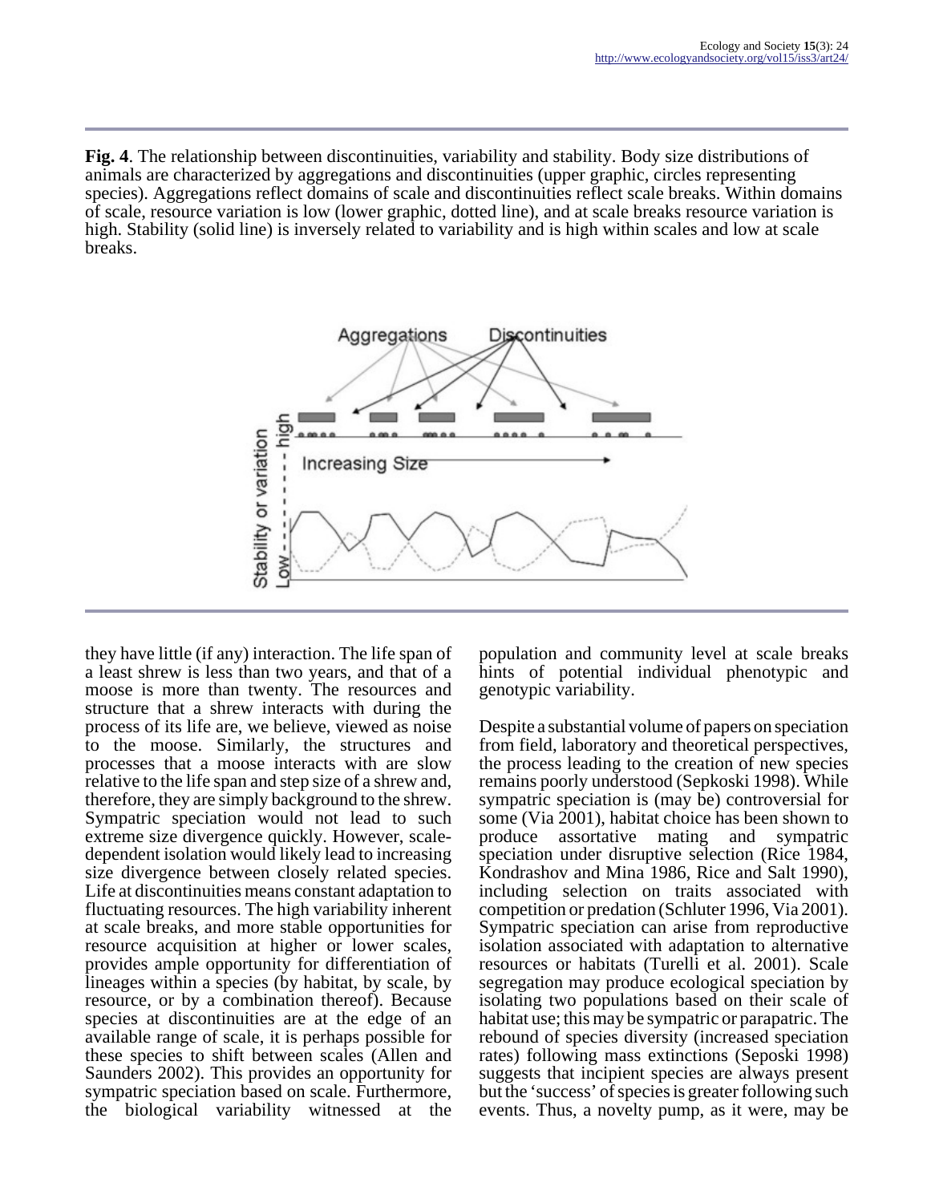**Fig. 4**. The relationship between discontinuities, variability and stability. Body size distributions of animals are characterized by aggregations and discontinuities (upper graphic, circles representing species). Aggregations reflect domains of scale and discontinuities reflect scale breaks. Within domains of scale, resource variation is low (lower graphic, dotted line), and at scale breaks resource variation is high. Stability (solid line) is inversely related to variability and is high within scales and low at scale breaks.

they have little (if any) interaction. The life span of a least shrew is less than two years, and that of a moose is more than twenty. The resources and structure that a shrew interacts with during the process of its life are, we believe, viewed as noise to the moose. Similarly, the structures and processes that a moose interacts with are slow relative to the life span and step size of a shrew and, therefore, they are simply background to the shrew. Sympatric speciation would not lead to such extreme size divergence quickly. However, scale-dependent isolation would likely lead to increasing size divergence between closely related species. Life at discontinuities means constant adaptation to fluctuating resources. The high variability inherent at scale breaks, and more stable opportunities for resource acquisition at higher or lower scales, provides ample opportunity for differentiation of lineages within a species (by habitat, by scale, by resource, or by a combination thereof). Because species at discontinuities are at the edge of an available range of scale, it is perhaps possible for these species to shift between scales (Allen and Saunders 2002). This provides an opportunity for sympatric speciation based on scale. Furthermore, the biological variability witnessed at the population and community level at scale breaks hints of potential individual phenotypic and genotypic variability.

Despite a substantial volume of papers on speciation from field, laboratory and theoretical perspectives, the process leading to the creation of new species remains poorly understood (Sepkoski 1998). While sympatric speciation is (may be) controversial for some (Via 2001), habitat choice has been shown to produce assortative mating and sympatric speciation under disruptive selection (Rice 1984, Kondrashov and Mina 1986, Rice and Salt 1990), including selection on traits associated with competition or predation (Schluter 1996, Via 2001). Sympatric speciation can arise from reproductive isolation associated with adaptation to alternative resources or habitats (Turelli et al. 2001). Scale segregation may produce ecological speciation by isolating two populations based on their scale of habitat use; this may be sympatric or parapatric. The rebound of species diversity (increased speciation rates) following mass extinctions (Seposki 1998) suggests that incipient species are always present but the 'success' of species is greater following such events. Thus, a novelty pump, as it were, may be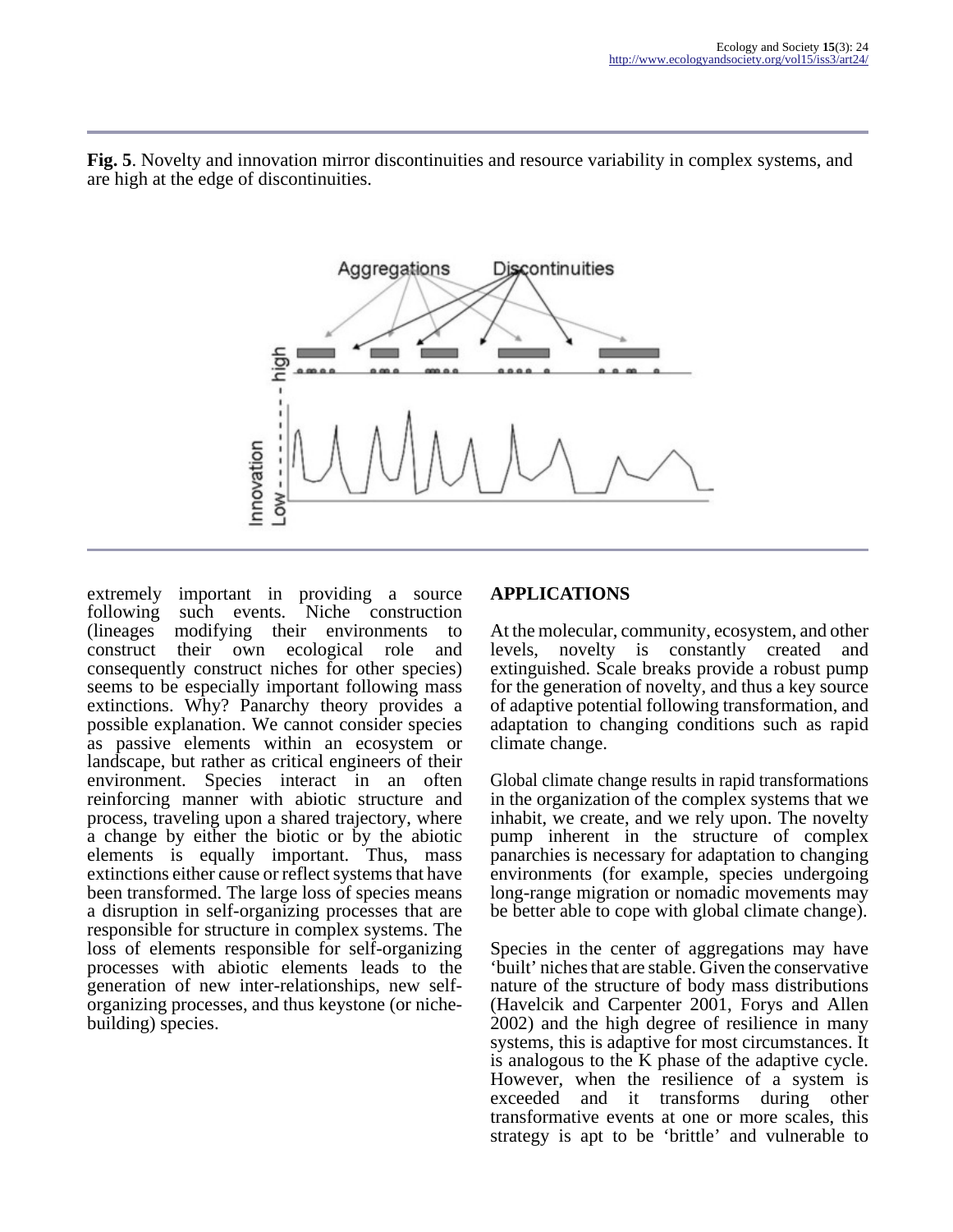**Fig. 5**. Novelty and innovation mirror discontinuities and resource variability in complex systems, and are high at the edge of discontinuities.

Aggregations

Discontinuities

Innovation

Low - - - - - - - - - high

extremely important in providing a source following such events. Niche construction (lineages modifying their environments to construct their own ecological role and consequently construct niches for other species) seems to be especially important following mass extinctions. Why? Panarchy theory provides a possible explanation. We cannot consider species as passive elements within an ecosystem or landscape, but rather as critical engineers of their environment. Species interact in an often reinforcing manner with abiotic structure and process, traveling upon a shared trajectory, where a change by either the biotic or by the abiotic elements is equally important. Thus, mass extinctions either cause or reflect systems that have been transformed. The large loss of species means a disruption in self-organizing processes that are responsible for structure in complex systems. The loss of elements responsible for self-organizing processes with abiotic elements leads to the generation of new inter-relationships, new self-organizing processes, and thus keystone (or niche-building) species.

## APPLICATIONS

At the molecular, community, ecosystem, and other levels, novelty is constantly created and extinguished. Scale breaks provide a robust pump for the generation of novelty, and thus a key source of adaptive potential following transformation, and adaptation to changing conditions such as rapid climate change.

Global climate change results in rapid transformations in the organization of the complex systems that we inhabit, we create, and we rely upon. The novelty pump inherent in the structure of complex panarchies is necessary for adaptation to changing environments (for example, species undergoing long-range migration or nomadic movements may be better able to cope with global climate change).

Species in the center of aggregations may have 'built' niches that are stable. Given the conservative nature of the structure of body mass distributions (Havelcik and Carpenter 2001, Forys and Allen 2002) and the high degree of resilience in many systems, this is adaptive for most circumstances. It is analogous to the K phase of the adaptive cycle. However, when the resilience of a system is exceeded and it transforms during other transformative events at one or more scales, this strategy is apt to be 'brittle' and vulnerable to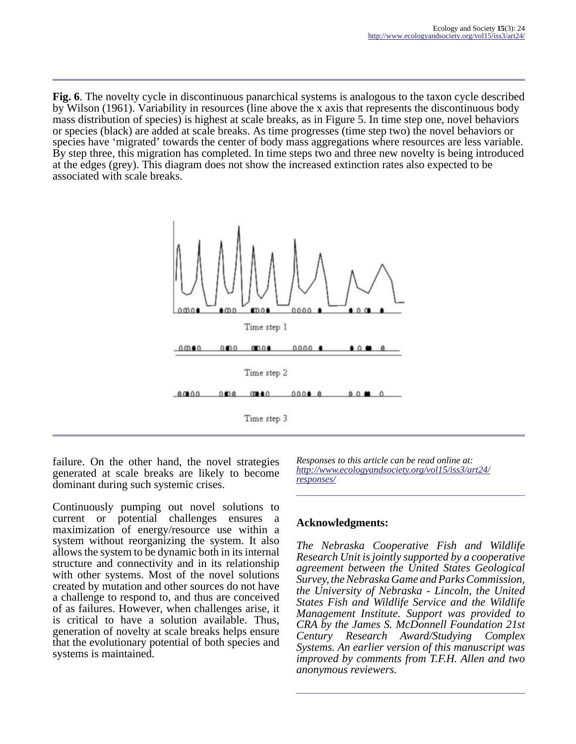**Fig. 6**. The novelty cycle in discontinuous panarchical systems is analogous to the taxon cycle described by Wilson (1961). Variability in resources (line above the x axis that represents the discontinuous body mass distribution of species) is highest at scale breaks, as in Figure 5. In time step one, novel behaviors or species (black) are added at scale breaks. As time progresses (time step two) the novel behaviors or species have 'migrated' towards the center of body mass aggregations where resources are less variable. By step three, this migration has completed. In time steps two and three new novelty is being introduced at the edges (grey). This diagram does not show the increased extinction rates also expected to be associated with scale breaks.

failure. On the other hand, the novel strategies generated at scale breaks are likely to become dominant during such systemic crises.

Continuously pumping out novel solutions to current or potential challenges ensures a maximization of energy/resource use within a system without reorganizing the system. It also allows the system to be dynamic both in its internal structure and connectivity and in its relationship with other systems. Most of the novel solutions created by mutation and other sources do not have a challenge to respond to, and thus are conceived of as failures. However, when challenges arise, it is critical to have a solution available. Thus, generation of novelty at scale breaks helps ensure that the evolutionary potential of both species and systems is maintained.

*Responses to this article can be read online at:* *http://www.ecologyandsociety.org/vol15/iss3/art24/responses/*

## Acknowledgments:

*The Nebraska Cooperative Fish and Wildlife Research Unit is jointly supported by a cooperative agreement between the United States Geological Survey, the Nebraska Game and Parks Commission, the University of Nebraska - Lincoln, the United States Fish and Wildlife Service and the Wildlife Management Institute. Support was provided to CRA by the James S. McDonnell Foundation 21st Century Research Award/Studying Complex Systems. An earlier version of this manuscript was improved by comments from T.F.H. Allen and two anonymous reviewers.*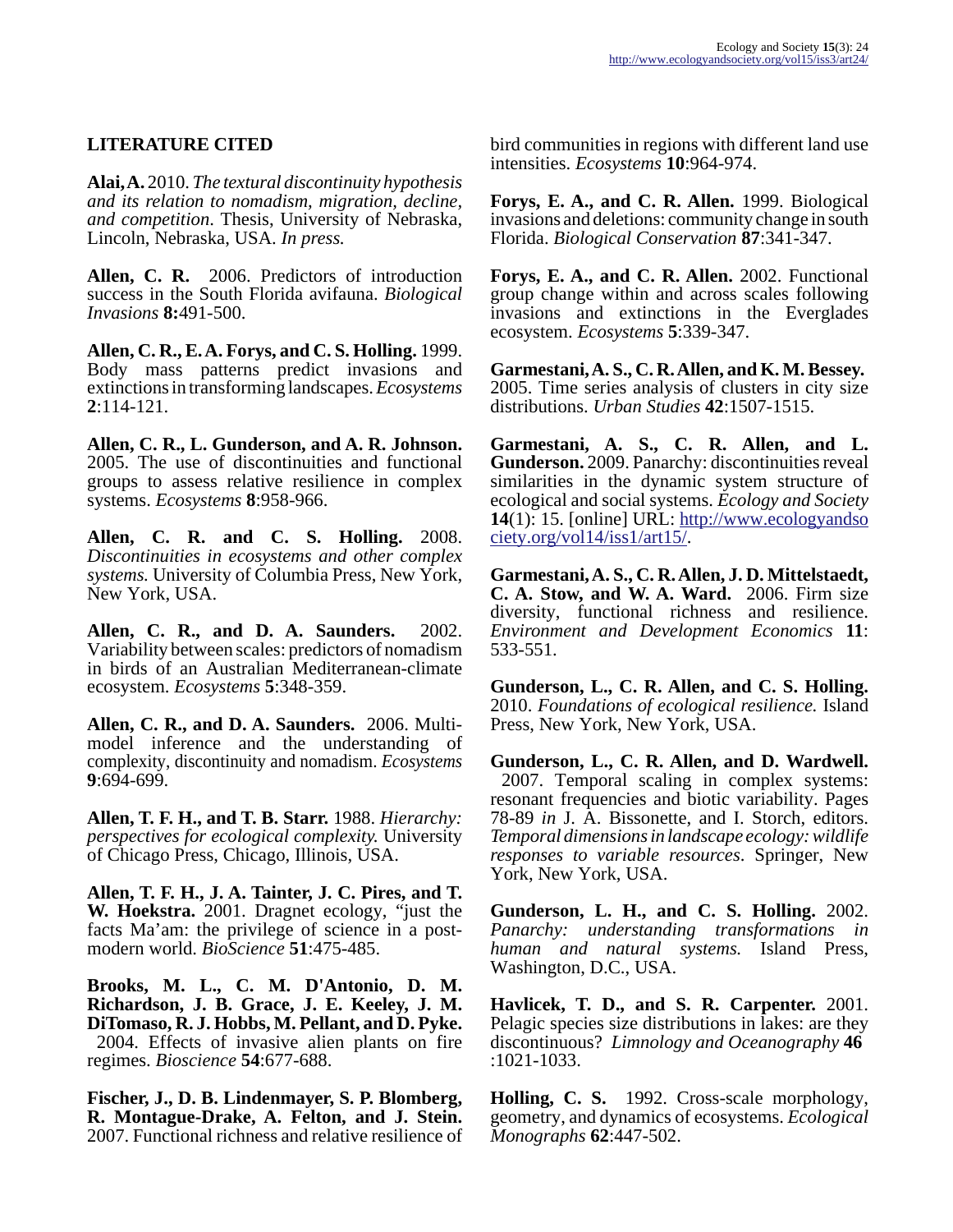## LITERATURE CITED

**Alai, A.** 2010. *The textural discontinuity hypothesis and its relation to nomadism, migration, decline, and competition*. Thesis, University of Nebraska, Lincoln, Nebraska, USA. *In press.*

**Allen, C. R.** 2006. Predictors of introduction success in the South Florida avifauna. *Biological Invasions* **8:**491-500.

**Allen, C. R., E. A. Forys, and C. S. Holling.** 1999. Body mass patterns predict invasions and extinctions in transforming landscapes. *Ecosystems* **2**:114-121.

**Allen, C. R., L. Gunderson, and A. R. Johnson.** 2005. The use of discontinuities and functional groups to assess relative resilience in complex systems. *Ecosystems* **8**:958-966.

**Allen, C. R. and C. S. Holling.** 2008. *Discontinuities in ecosystems and other complex systems.* University of Columbia Press, New York, New York, USA.

**Allen, C. R., and D. A. Saunders.** 2002. Variability between scales: predictors of nomadism in birds of an Australian Mediterranean-climate ecosystem. *Ecosystems* **5**:348-359.

**Allen, C. R., and D. A. Saunders.** 2006. Multi-model inference and the understanding of complexity, discontinuity and nomadism. *Ecosystems* **9**:694-699.

**Allen, T. F. H., and T. B. Starr.** 1988. *Hierarchy: perspectives for ecological complexity.* University of Chicago Press, Chicago, Illinois, USA.

**Allen, T. F. H., J. A. Tainter, J. C. Pires, and T. W. Hoekstra.** 2001. Dragnet ecology, "just the facts Ma'am: the privilege of science in a post-modern world. *BioScience* **51**:475-485.

**Brooks, M. L., C. M. D'Antonio, D. M. Richardson, J. B. Grace, J. E. Keeley, J. M. DiTomaso, R. J. Hobbs, M. Pellant, and D. Pyke.** 2004. Effects of invasive alien plants on fire regimes. *Bioscience* **54**:677-688.

**Fischer, J., D. B. Lindenmayer, S. P. Blomberg, R. Montague-Drake, A. Felton, and J. Stein.** 2007. Functional richness and relative resilience of bird communities in regions with different land use intensities. *Ecosystems* **10**:964-974.

**Forys, E. A., and C. R. Allen.** 1999. Biological invasions and deletions: community change in south Florida. *Biological Conservation* **87**:341-347.

**Forys, E. A., and C. R. Allen.** 2002. Functional group change within and across scales following invasions and extinctions in the Everglades ecosystem. *Ecosystems* **5**:339-347.

**Garmestani, A. S., C. R. Allen, and K. M. Bessey.** 2005. Time series analysis of clusters in city size distributions. *Urban Studies* **42**:1507-1515.

**Garmestani, A. S., C. R. Allen, and L. Gunderson.** 2009. Panarchy: discontinuities reveal similarities in the dynamic system structure of ecological and social systems. *Ecology and Society* **14**(1): 15. [online] URL: http://www.ecologyandsociety.org/vol14/iss1/art15/.

**Garmestani, A. S., C. R. Allen, J. D. Mittelstaedt, C. A. Stow, and W. A. Ward.** 2006. Firm size diversity, functional richness and resilience. *Environment and Development Economics* **11**: 533-551.

**Gunderson, L., C. R. Allen, and C. S. Holling.** 2010. *Foundations of ecological resilience.* Island Press, New York, New York, USA.

**Gunderson, L., C. R. Allen, and D. Wardwell.** 2007. Temporal scaling in complex systems: resonant frequencies and biotic variability. Pages 78-89 *in* J. A. Bissonette, and I. Storch, editors. *Temporal dimensions in landscape ecology: wildlife responses to variable resources*. Springer, New York, New York, USA.

**Gunderson, L. H., and C. S. Holling.** 2002. *Panarchy: understanding transformations in human and natural systems.* Island Press, Washington, D.C., USA.

**Havlicek, T. D., and S. R. Carpenter.** 2001. Pelagic species size distributions in lakes: are they discontinuous? *Limnology and Oceanography* **46** :1021-1033.

**Holling, C. S.** 1992. Cross-scale morphology, geometry, and dynamics of ecosystems. *Ecological Monographs* **62**:447-502.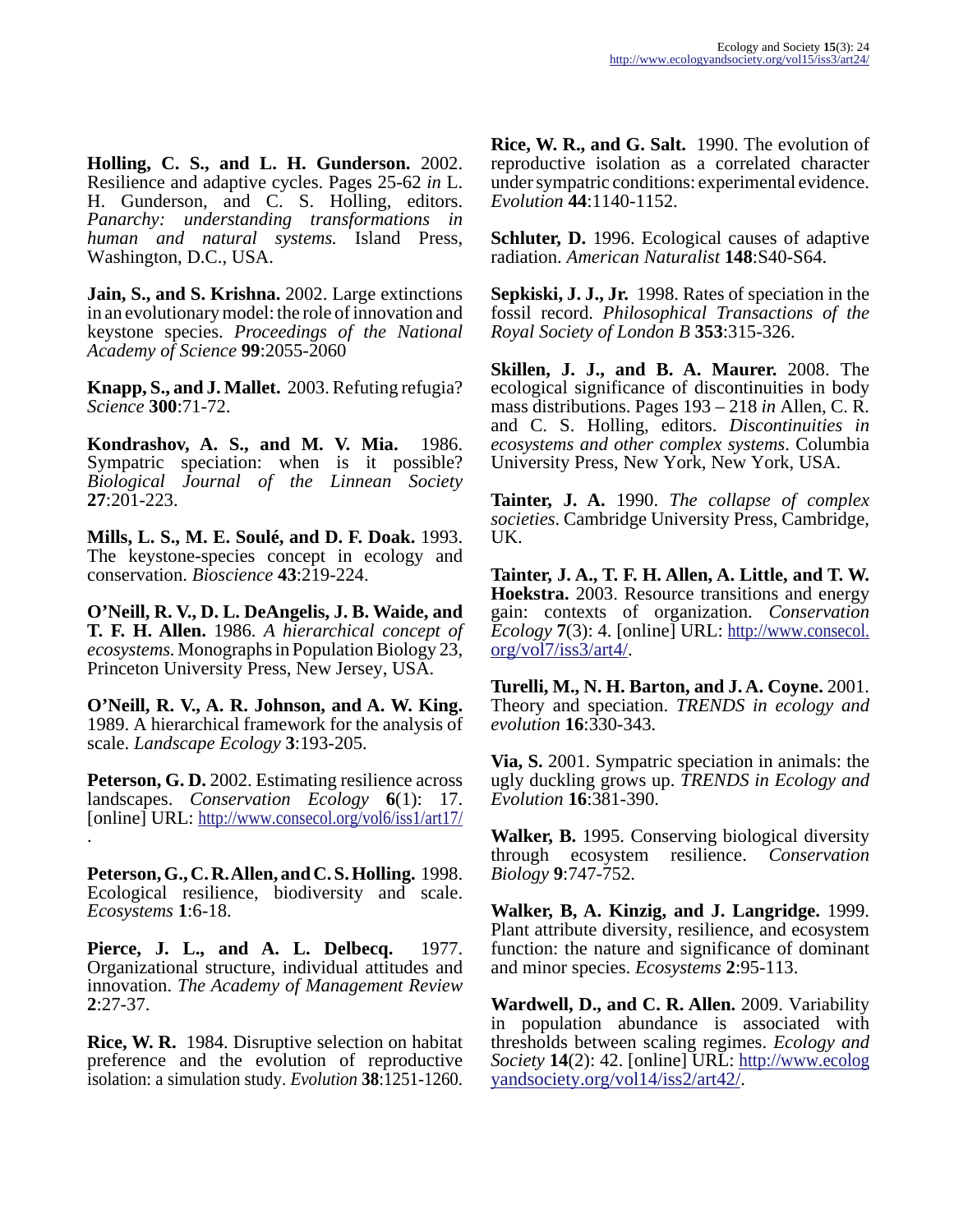**Holling, C. S., and L. H. Gunderson.** 2002. Resilience and adaptive cycles. Pages 25-62 *in* L. H. Gunderson, and C. S. Holling, editors. *Panarchy: understanding transformations in human and natural systems.* Island Press, Washington, D.C., USA.

**Jain, S., and S. Krishna.** 2002. Large extinctions in an evolutionary model: the role of innovation and keystone species. *Proceedings of the National Academy of Science* **99**:2055-2060

**Knapp, S., and J. Mallet.** 2003. Refuting refugia? *Science* **300**:71-72.

**Kondrashov, A. S., and M. V. Mia.** 1986. Sympatric speciation: when is it possible? *Biological Journal of the Linnean Society* **27**:201-223.

**Mills, L. S., M. E. Soulé, and D. F. Doak.** 1993. The keystone-species concept in ecology and conservation. *Bioscience* **43**:219-224.

**O'Neill, R. V., D. L. DeAngelis, J. B. Waide, and T. F. H. Allen.** 1986. *A hierarchical concept of ecosystems.* Monographs in Population Biology 23, Princeton University Press, New Jersey, USA.

**O'Neill, R. V., A. R. Johnson, and A. W. King.** 1989. A hierarchical framework for the analysis of scale. *Landscape Ecology* **3**:193-205.

**Peterson, G. D.** 2002. Estimating resilience across landscapes. *Conservation Ecology* **6**(1): 17. [online] URL: http://www.consecol.org/vol6/iss1/art17/.

**Peterson, G., C. R. Allen, and C. S. Holling.** 1998. Ecological resilience, biodiversity and scale. *Ecosystems* **1**:6-18.

**Pierce, J. L., and A. L. Delbecq.** 1977. Organizational structure, individual attitudes and innovation. *The Academy of Management Review* **2**:27-37.

**Rice, W. R.** 1984. Disruptive selection on habitat preference and the evolution of reproductive isolation: a simulation study. *Evolution* **38**:1251-1260.

**Rice, W. R., and G. Salt.** 1990. The evolution of reproductive isolation as a correlated character under sympatric conditions: experimental evidence. *Evolution* **44**:1140-1152.

**Schluter, D.** 1996. Ecological causes of adaptive radiation. *American Naturalist* **148**:S40-S64.

**Sepkiski, J. J., Jr.** 1998. Rates of speciation in the fossil record. *Philosophical Transactions of the Royal Society of London B* **353**:315-326.

**Skillen, J. J., and B. A. Maurer.** 2008. The ecological significance of discontinuities in body mass distributions. Pages 193 – 218 *in* Allen, C. R. and C. S. Holling, editors. *Discontinuities in ecosystems and other complex systems*. Columbia University Press, New York, New York, USA.

**Tainter, J. A.** 1990. *The collapse of complex societies*. Cambridge University Press, Cambridge, UK.

**Tainter, J. A., T. F. H. Allen, A. Little, and T. W. Hoekstra.** 2003. Resource transitions and energy gain: contexts of organization. *Conservation Ecology* **7**(3): 4. [online] URL: http://www.consecol.org/vol7/iss3/art4/.

**Turelli, M., N. H. Barton, and J. A. Coyne.** 2001. Theory and speciation. *TRENDS in ecology and evolution* **16**:330-343.

**Via, S.** 2001. Sympatric speciation in animals: the ugly duckling grows up. *TRENDS in Ecology and Evolution* **16**:381-390.

**Walker, B.** 1995. Conserving biological diversity through ecosystem resilience. *Conservation Biology* **9**:747-752.

**Walker, B, A. Kinzig, and J. Langridge.** 1999. Plant attribute diversity, resilience, and ecosystem function: the nature and significance of dominant and minor species. *Ecosystems* **2**:95-113.

**Wardwell, D., and C. R. Allen.** 2009. Variability in population abundance is associated with thresholds between scaling regimes. *Ecology and Society* **14**(2): 42. [online] URL: http://www.ecologyandsociety.org/vol14/iss2/art42/.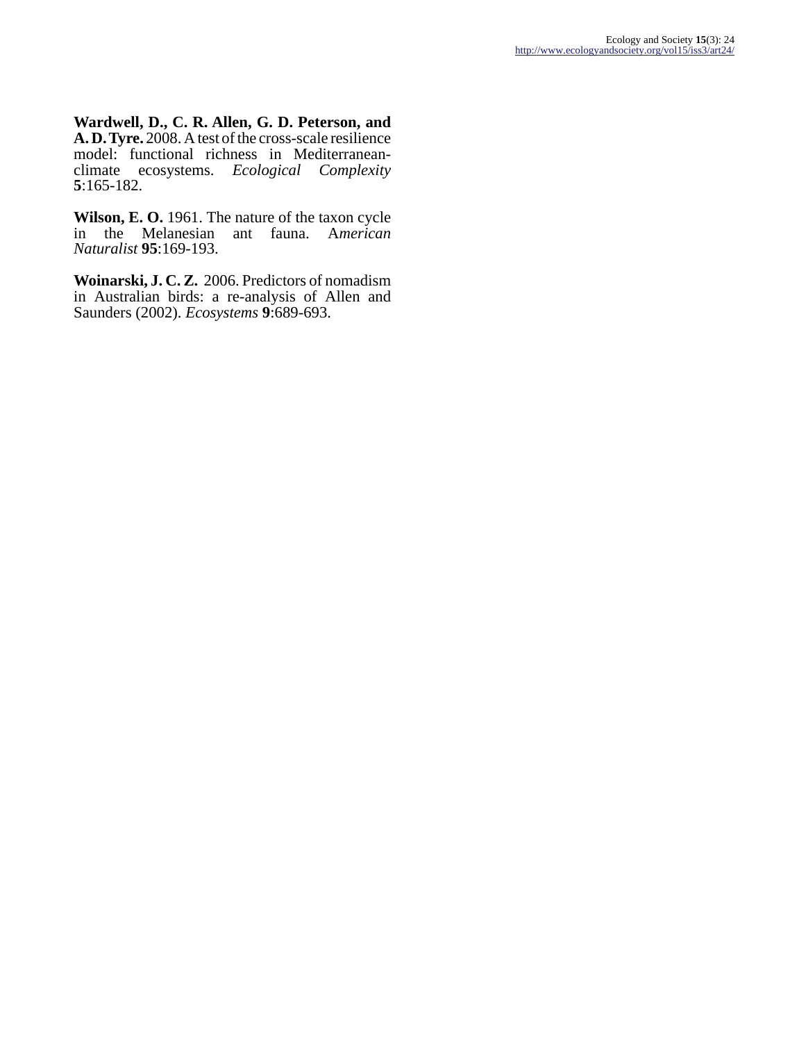**Wardwell, D., C. R. Allen, G. D. Peterson, and A. D. Tyre.** 2008. A test of the cross-scale resilience model: functional richness in Mediterranean-climate ecosystems. *Ecological Complexity* **5**:165-182.

**Wilson, E. O.** 1961. The nature of the taxon cycle in the Melanesian ant fauna. A*merican Naturalist* **95**:169-193.

**Woinarski, J. C. Z.** 2006. Predictors of nomadism in Australian birds: a re-analysis of Allen and Saunders (2002). *Ecosystems* **9**:689-693.